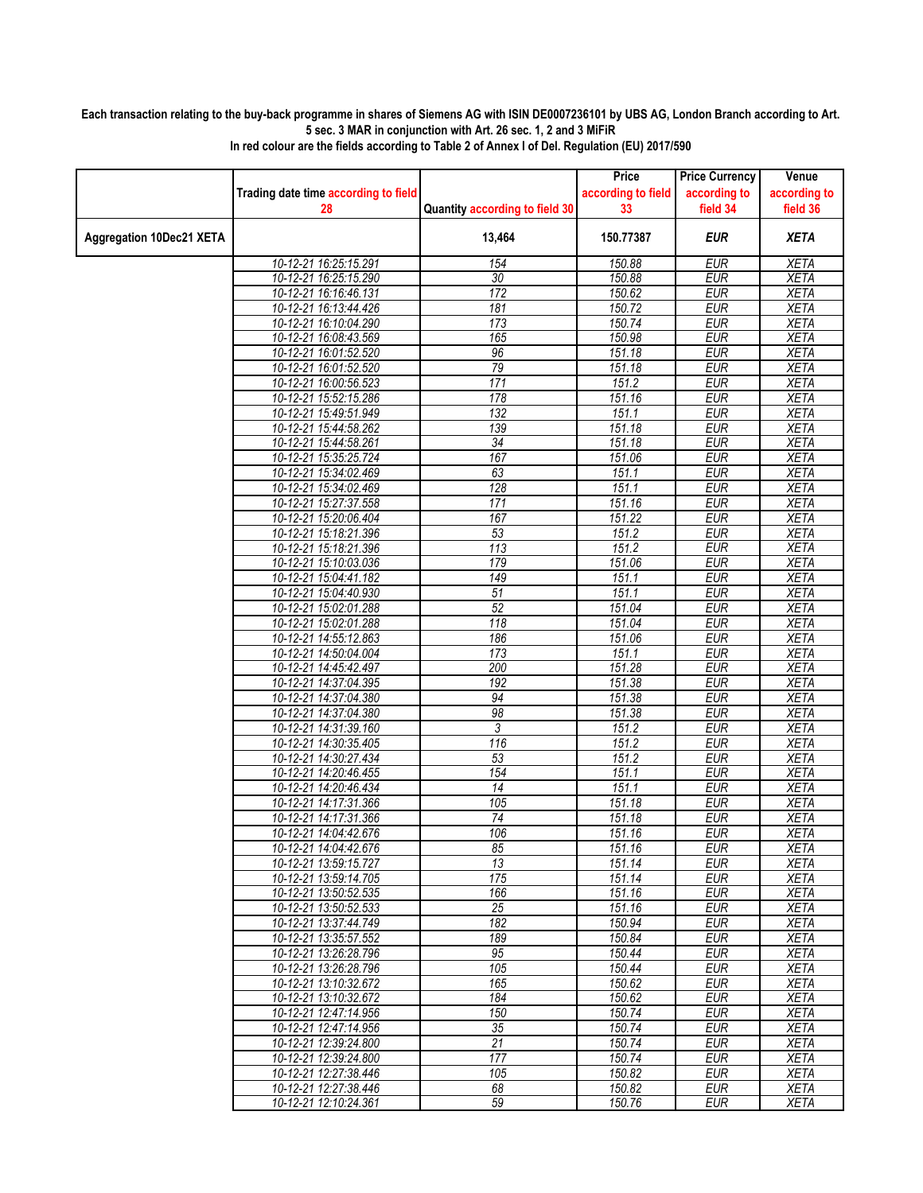**Each transaction relating to the buy-back programme in shares of Siemens AG with ISIN DE0007236101 by UBS AG, London Branch according to Art. 5 sec. 3 MAR in conjunction with Art. 26 sec. 1, 2 and 3 MiFiR**
**In red colour are the fields according to Table 2 of Annex I of Del. Regulation (EU) 2017/590**

| | Trading date time according to field 28 | Quantity according to field 30 | Price according to field 33 | Price Currency according to field 34 | Venue according to field 36 |
|---|---|---|---|---|---|
| **Aggregation 10Dec21 XETA** | | **13,464** | **150.77387** | ***EUR*** | ***XETA*** |
| | 10-12-21 16:25:15.291 | 154 | 150.88 | EUR | XETA |
| | 10-12-21 16:25:15.290 | 30 | 150.88 | EUR | XETA |
| | 10-12-21 16:16:46.131 | 172 | 150.62 | EUR | XETA |
| | 10-12-21 16:13:44.426 | 181 | 150.72 | EUR | XETA |
| | 10-12-21 16:10:04.290 | 173 | 150.74 | EUR | XETA |
| | 10-12-21 16:08:43.569 | 165 | 150.98 | EUR | XETA |
| | 10-12-21 16:01:52.520 | 96 | 151.18 | EUR | XETA |
| | 10-12-21 16:01:52.520 | 79 | 151.18 | EUR | XETA |
| | 10-12-21 16:00:56.523 | 171 | 151.2 | EUR | XETA |
| | 10-12-21 15:52:15.286 | 178 | 151.16 | EUR | XETA |
| | 10-12-21 15:49:51.949 | 132 | 151.1 | EUR | XETA |
| | 10-12-21 15:44:58.262 | 139 | 151.18 | EUR | XETA |
| | 10-12-21 15:44:58.261 | 34 | 151.18 | EUR | XETA |
| | 10-12-21 15:35:25.724 | 167 | 151.06 | EUR | XETA |
| | 10-12-21 15:34:02.469 | 63 | 151.1 | EUR | XETA |
| | 10-12-21 15:34:02.469 | 128 | 151.1 | EUR | XETA |
| | 10-12-21 15:27:37.558 | 171 | 151.16 | EUR | XETA |
| | 10-12-21 15:20:06.404 | 167 | 151.22 | EUR | XETA |
| | 10-12-21 15:18:21.396 | 53 | 151.2 | EUR | XETA |
| | 10-12-21 15:18:21.396 | 113 | 151.2 | EUR | XETA |
| | 10-12-21 15:10:03.036 | 179 | 151.06 | EUR | XETA |
| | 10-12-21 15:04:41.182 | 149 | 151.1 | EUR | XETA |
| | 10-12-21 15:04:40.930 | 51 | 151.1 | EUR | XETA |
| | 10-12-21 15:02:01.288 | 52 | 151.04 | EUR | XETA |
| | 10-12-21 15:02:01.288 | 118 | 151.04 | EUR | XETA |
| | 10-12-21 14:55:12.863 | 186 | 151.06 | EUR | XETA |
| | 10-12-21 14:50:04.004 | 173 | 151.1 | EUR | XETA |
| | 10-12-21 14:45:42.497 | 200 | 151.28 | EUR | XETA |
| | 10-12-21 14:37:04.395 | 192 | 151.38 | EUR | XETA |
| | 10-12-21 14:37:04.380 | 94 | 151.38 | EUR | XETA |
| | 10-12-21 14:37:04.380 | 98 | 151.38 | EUR | XETA |
| | 10-12-21 14:31:39.160 | 3 | 151.2 | EUR | XETA |
| | 10-12-21 14:30:35.405 | 116 | 151.2 | EUR | XETA |
| | 10-12-21 14:30:27.434 | 53 | 151.2 | EUR | XETA |
| | 10-12-21 14:20:46.455 | 154 | 151.1 | EUR | XETA |
| | 10-12-21 14:20:46.434 | 14 | 151.1 | EUR | XETA |
| | 10-12-21 14:17:31.366 | 105 | 151.18 | EUR | XETA |
| | 10-12-21 14:17:31.366 | 74 | 151.18 | EUR | XETA |
| | 10-12-21 14:04:42.676 | 106 | 151.16 | EUR | XETA |
| | 10-12-21 14:04:42.676 | 85 | 151.16 | EUR | XETA |
| | 10-12-21 13:59:15.727 | 13 | 151.14 | EUR | XETA |
| | 10-12-21 13:59:14.705 | 175 | 151.14 | EUR | XETA |
| | 10-12-21 13:50:52.535 | 166 | 151.16 | EUR | XETA |
| | 10-12-21 13:50:52.533 | 25 | 151.16 | EUR | XETA |
| | 10-12-21 13:37:44.749 | 182 | 150.94 | EUR | XETA |
| | 10-12-21 13:35:57.552 | 189 | 150.84 | EUR | XETA |
| | 10-12-21 13:26:28.796 | 95 | 150.44 | EUR | XETA |
| | 10-12-21 13:26:28.796 | 105 | 150.44 | EUR | XETA |
| | 10-12-21 13:10:32.672 | 165 | 150.62 | EUR | XETA |
| | 10-12-21 13:10:32.672 | 184 | 150.62 | EUR | XETA |
| | 10-12-21 12:47:14.956 | 150 | 150.74 | EUR | XETA |
| | 10-12-21 12:47:14.956 | 35 | 150.74 | EUR | XETA |
| | 10-12-21 12:39:24.800 | 21 | 150.74 | EUR | XETA |
| | 10-12-21 12:39:24.800 | 177 | 150.74 | EUR | XETA |
| | 10-12-21 12:27:38.446 | 105 | 150.82 | EUR | XETA |
| | 10-12-21 12:27:38.446 | 68 | 150.82 | EUR | XETA |
| | 10-12-21 12:10:24.361 | 59 | 150.76 | EUR | XETA |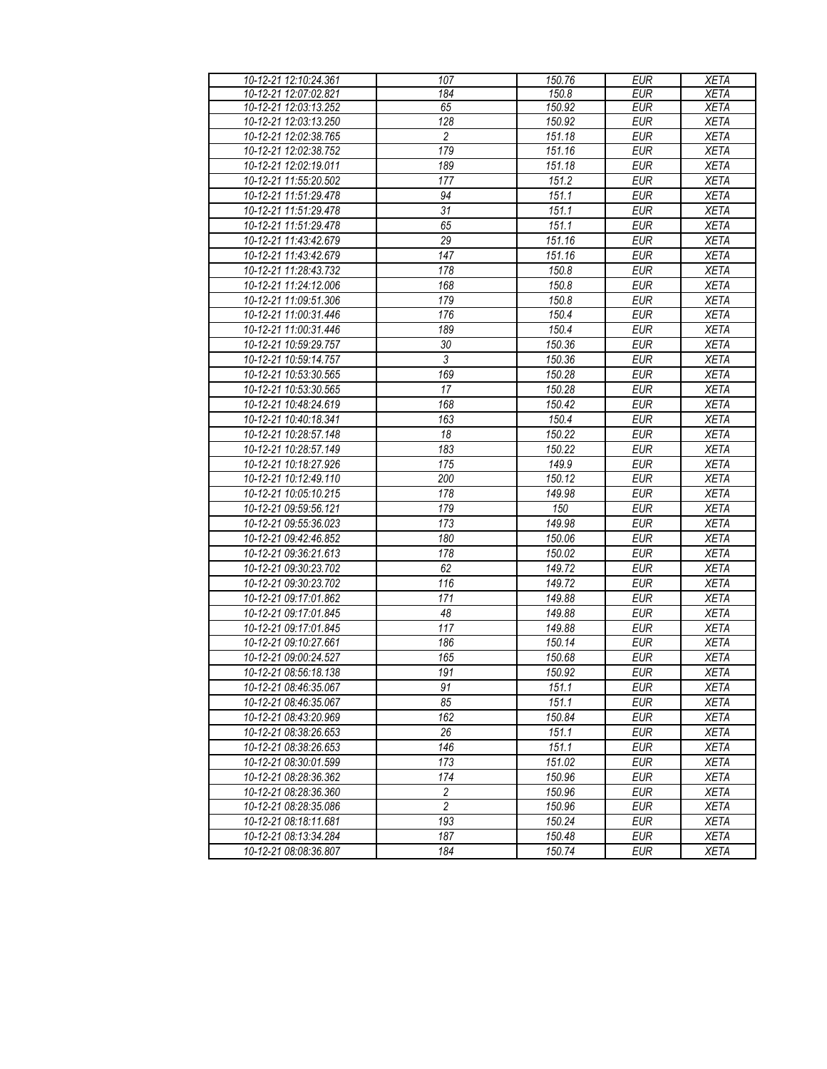| 10-12-21 12:10:24.361 | 107 | 150.76 | EUR | XETA |
|---|---|---|---|---|
| 10-12-21 12:07:02.821 | 184 | 150.8 | EUR | XETA |
| 10-12-21 12:03:13.252 | 65 | 150.92 | EUR | XETA |
| 10-12-21 12:03:13.250 | 128 | 150.92 | EUR | XETA |
| 10-12-21 12:02:38.765 | 2 | 151.18 | EUR | XETA |
| 10-12-21 12:02:38.752 | 179 | 151.16 | EUR | XETA |
| 10-12-21 12:02:19.011 | 189 | 151.18 | EUR | XETA |
| 10-12-21 11:55:20.502 | 177 | 151.2 | EUR | XETA |
| 10-12-21 11:51:29.478 | 94 | 151.1 | EUR | XETA |
| 10-12-21 11:51:29.478 | 31 | 151.1 | EUR | XETA |
| 10-12-21 11:51:29.478 | 65 | 151.1 | EUR | XETA |
| 10-12-21 11:43:42.679 | 29 | 151.16 | EUR | XETA |
| 10-12-21 11:43:42.679 | 147 | 151.16 | EUR | XETA |
| 10-12-21 11:28:43.732 | 178 | 150.8 | EUR | XETA |
| 10-12-21 11:24:12.006 | 168 | 150.8 | EUR | XETA |
| 10-12-21 11:09:51.306 | 179 | 150.8 | EUR | XETA |
| 10-12-21 11:00:31.446 | 176 | 150.4 | EUR | XETA |
| 10-12-21 11:00:31.446 | 189 | 150.4 | EUR | XETA |
| 10-12-21 10:59:29.757 | 30 | 150.36 | EUR | XETA |
| 10-12-21 10:59:14.757 | 3 | 150.36 | EUR | XETA |
| 10-12-21 10:53:30.565 | 169 | 150.28 | EUR | XETA |
| 10-12-21 10:53:30.565 | 17 | 150.28 | EUR | XETA |
| 10-12-21 10:48:24.619 | 168 | 150.42 | EUR | XETA |
| 10-12-21 10:40:18.341 | 163 | 150.4 | EUR | XETA |
| 10-12-21 10:28:57.148 | 18 | 150.22 | EUR | XETA |
| 10-12-21 10:28:57.149 | 183 | 150.22 | EUR | XETA |
| 10-12-21 10:18:27.926 | 175 | 149.9 | EUR | XETA |
| 10-12-21 10:12:49.110 | 200 | 150.12 | EUR | XETA |
| 10-12-21 10:05:10.215 | 178 | 149.98 | EUR | XETA |
| 10-12-21 09:59:56.121 | 179 | 150 | EUR | XETA |
| 10-12-21 09:55:36.023 | 173 | 149.98 | EUR | XETA |
| 10-12-21 09:42:46.852 | 180 | 150.06 | EUR | XETA |
| 10-12-21 09:36:21.613 | 178 | 150.02 | EUR | XETA |
| 10-12-21 09:30:23.702 | 62 | 149.72 | EUR | XETA |
| 10-12-21 09:30:23.702 | 116 | 149.72 | EUR | XETA |
| 10-12-21 09:17:01.862 | 171 | 149.88 | EUR | XETA |
| 10-12-21 09:17:01.845 | 48 | 149.88 | EUR | XETA |
| 10-12-21 09:17:01.845 | 117 | 149.88 | EUR | XETA |
| 10-12-21 09:10:27.661 | 186 | 150.14 | EUR | XETA |
| 10-12-21 09:00:24.527 | 165 | 150.68 | EUR | XETA |
| 10-12-21 08:56:18.138 | 191 | 150.92 | EUR | XETA |
| 10-12-21 08:46:35.067 | 91 | 151.1 | EUR | XETA |
| 10-12-21 08:46:35.067 | 85 | 151.1 | EUR | XETA |
| 10-12-21 08:43:20.969 | 162 | 150.84 | EUR | XETA |
| 10-12-21 08:38:26.653 | 26 | 151.1 | EUR | XETA |
| 10-12-21 08:38:26.653 | 146 | 151.1 | EUR | XETA |
| 10-12-21 08:30:01.599 | 173 | 151.02 | EUR | XETA |
| 10-12-21 08:28:36.362 | 174 | 150.96 | EUR | XETA |
| 10-12-21 08:28:36.360 | 2 | 150.96 | EUR | XETA |
| 10-12-21 08:28:35.086 | 2 | 150.96 | EUR | XETA |
| 10-12-21 08:18:11.681 | 193 | 150.24 | EUR | XETA |
| 10-12-21 08:13:34.284 | 187 | 150.48 | EUR | XETA |
| 10-12-21 08:08:36.807 | 184 | 150.74 | EUR | XETA |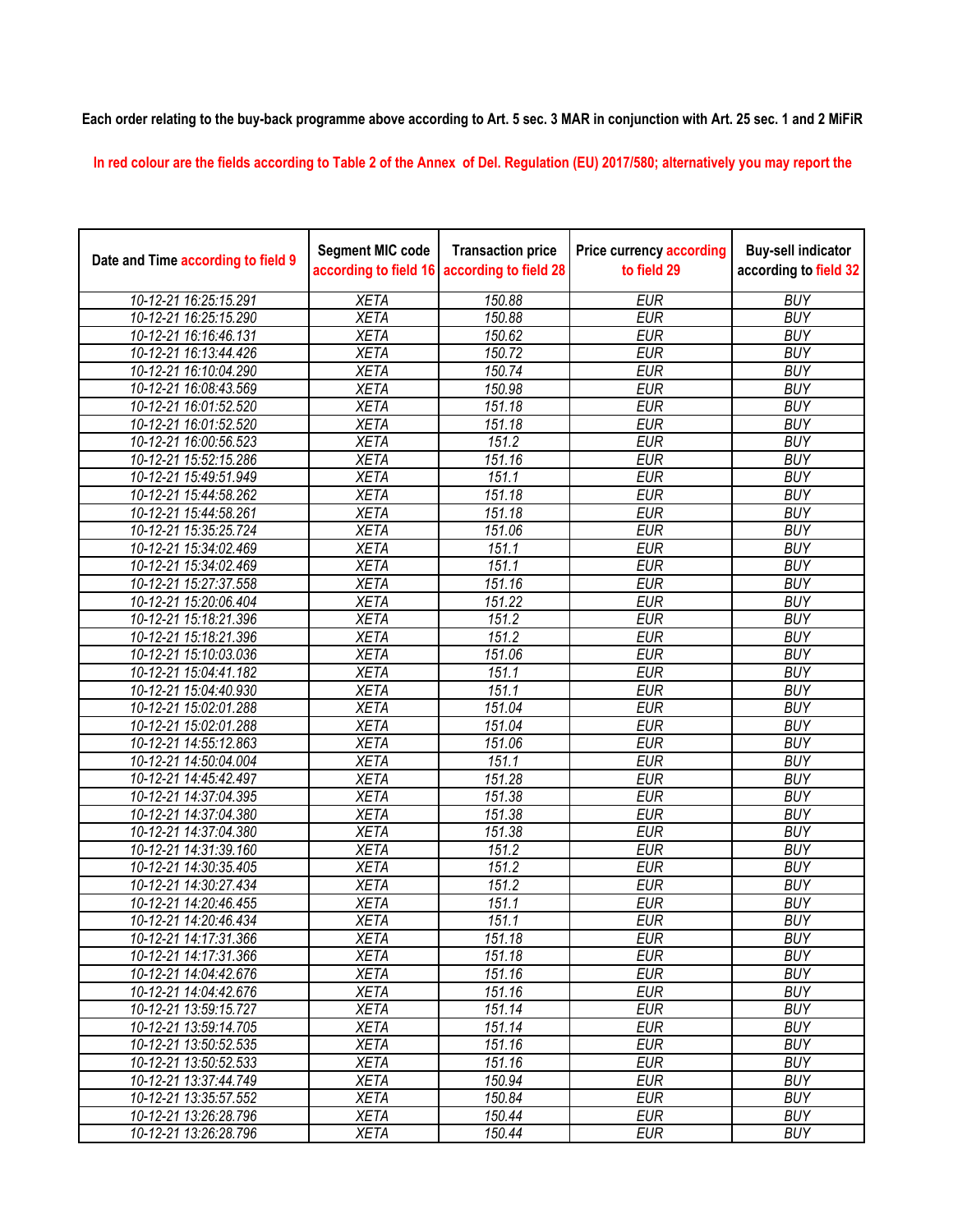**Each order relating to the buy-back programme above according to Art. 5 sec. 3 MAR in conjunction with Art. 25 sec. 1 and 2 MiFiR**

In red colour are the fields according to Table 2 of the Annex of Del. Regulation (EU) 2017/580; alternatively you may report the

| Date and Time according to field 9 | Segment MIC code according to field 16 | Transaction price according to field 28 | Price currency according to field 29 | Buy-sell indicator according to field 32 |
|---|---|---|---|---|
| 10-12-21 16:25:15.291 | XETA | 150.88 | EUR | BUY |
| 10-12-21 16:25:15.290 | XETA | 150.88 | EUR | BUY |
| 10-12-21 16:16:46.131 | XETA | 150.62 | EUR | BUY |
| 10-12-21 16:13:44.426 | XETA | 150.72 | EUR | BUY |
| 10-12-21 16:10:04.290 | XETA | 150.74 | EUR | BUY |
| 10-12-21 16:08:43.569 | XETA | 150.98 | EUR | BUY |
| 10-12-21 16:01:52.520 | XETA | 151.18 | EUR | BUY |
| 10-12-21 16:01:52.520 | XETA | 151.18 | EUR | BUY |
| 10-12-21 16:00:56.523 | XETA | 151.2 | EUR | BUY |
| 10-12-21 15:52:15.286 | XETA | 151.16 | EUR | BUY |
| 10-12-21 15:49:51.949 | XETA | 151.1 | EUR | BUY |
| 10-12-21 15:44:58.262 | XETA | 151.18 | EUR | BUY |
| 10-12-21 15:44:58.261 | XETA | 151.18 | EUR | BUY |
| 10-12-21 15:35:25.724 | XETA | 151.06 | EUR | BUY |
| 10-12-21 15:34:02.469 | XETA | 151.1 | EUR | BUY |
| 10-12-21 15:34:02.469 | XETA | 151.1 | EUR | BUY |
| 10-12-21 15:27:37.558 | XETA | 151.16 | EUR | BUY |
| 10-12-21 15:20:06.404 | XETA | 151.22 | EUR | BUY |
| 10-12-21 15:18:21.396 | XETA | 151.2 | EUR | BUY |
| 10-12-21 15:18:21.396 | XETA | 151.2 | EUR | BUY |
| 10-12-21 15:10:03.036 | XETA | 151.06 | EUR | BUY |
| 10-12-21 15:04:41.182 | XETA | 151.1 | EUR | BUY |
| 10-12-21 15:04:40.930 | XETA | 151.1 | EUR | BUY |
| 10-12-21 15:02:01.288 | XETA | 151.04 | EUR | BUY |
| 10-12-21 15:02:01.288 | XETA | 151.04 | EUR | BUY |
| 10-12-21 14:55:12.863 | XETA | 151.06 | EUR | BUY |
| 10-12-21 14:50:04.004 | XETA | 151.1 | EUR | BUY |
| 10-12-21 14:45:42.497 | XETA | 151.28 | EUR | BUY |
| 10-12-21 14:37:04.395 | XETA | 151.38 | EUR | BUY |
| 10-12-21 14:37:04.380 | XETA | 151.38 | EUR | BUY |
| 10-12-21 14:37:04.380 | XETA | 151.38 | EUR | BUY |
| 10-12-21 14:31:39.160 | XETA | 151.2 | EUR | BUY |
| 10-12-21 14:30:35.405 | XETA | 151.2 | EUR | BUY |
| 10-12-21 14:30:27.434 | XETA | 151.2 | EUR | BUY |
| 10-12-21 14:20:46.455 | XETA | 151.1 | EUR | BUY |
| 10-12-21 14:20:46.434 | XETA | 151.1 | EUR | BUY |
| 10-12-21 14:17:31.366 | XETA | 151.18 | EUR | BUY |
| 10-12-21 14:17:31.366 | XETA | 151.18 | EUR | BUY |
| 10-12-21 14:04:42.676 | XETA | 151.16 | EUR | BUY |
| 10-12-21 14:04:42.676 | XETA | 151.16 | EUR | BUY |
| 10-12-21 13:59:15.727 | XETA | 151.14 | EUR | BUY |
| 10-12-21 13:59:14.705 | XETA | 151.14 | EUR | BUY |
| 10-12-21 13:50:52.535 | XETA | 151.16 | EUR | BUY |
| 10-12-21 13:50:52.533 | XETA | 151.16 | EUR | BUY |
| 10-12-21 13:37:44.749 | XETA | 150.94 | EUR | BUY |
| 10-12-21 13:35:57.552 | XETA | 150.84 | EUR | BUY |
| 10-12-21 13:26:28.796 | XETA | 150.44 | EUR | BUY |
| 10-12-21 13:26:28.796 | XETA | 150.44 | EUR | BUY |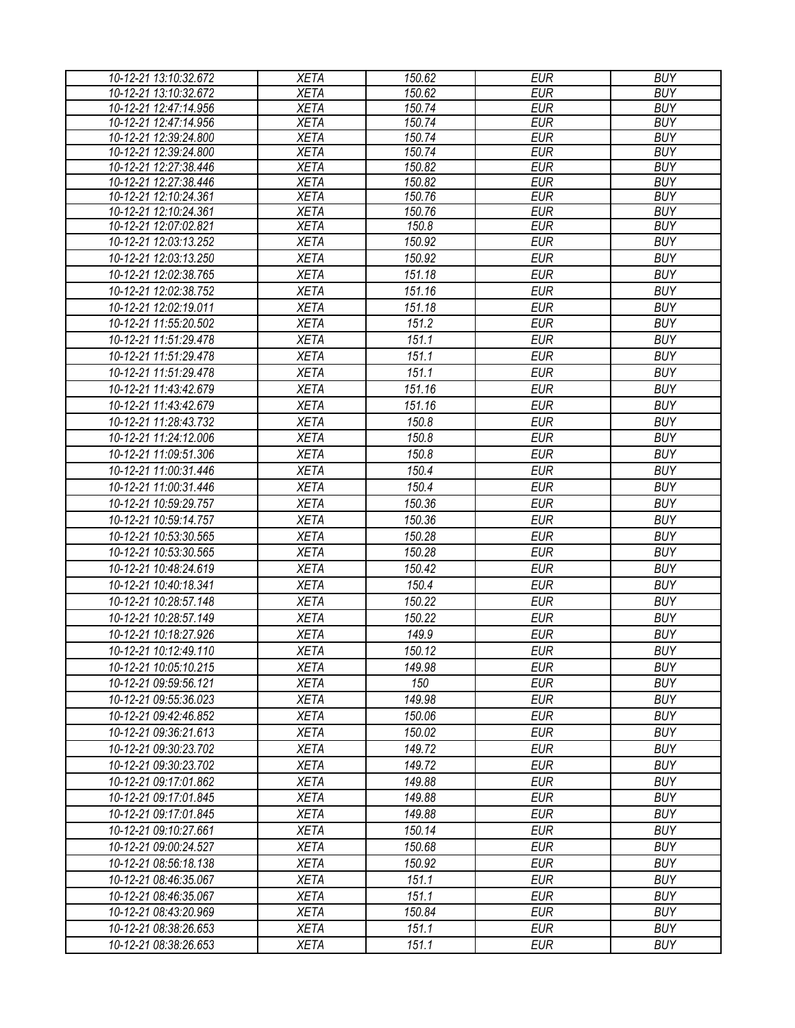| 10-12-21 13:10:32.672 | XETA | 150.62 | EUR | BUY |
|---|---|---|---|---|
| 10-12-21 13:10:32.672 | XETA | 150.62 | EUR | BUY |
| 10-12-21 12:47:14.956 | XETA | 150.74 | EUR | BUY |
| 10-12-21 12:47:14.956 | XETA | 150.74 | EUR | BUY |
| 10-12-21 12:39:24.800 | XETA | 150.74 | EUR | BUY |
| 10-12-21 12:39:24.800 | XETA | 150.74 | EUR | BUY |
| 10-12-21 12:27:38.446 | XETA | 150.82 | EUR | BUY |
| 10-12-21 12:27:38.446 | XETA | 150.82 | EUR | BUY |
| 10-12-21 12:10:24.361 | XETA | 150.76 | EUR | BUY |
| 10-12-21 12:10:24.361 | XETA | 150.76 | EUR | BUY |
| 10-12-21 12:07:02.821 | XETA | 150.8 | EUR | BUY |
| 10-12-21 12:03:13.252 | XETA | 150.92 | EUR | BUY |
| 10-12-21 12:03:13.250 | XETA | 150.92 | EUR | BUY |
| 10-12-21 12:02:38.765 | XETA | 151.18 | EUR | BUY |
| 10-12-21 12:02:38.752 | XETA | 151.16 | EUR | BUY |
| 10-12-21 12:02:19.011 | XETA | 151.18 | EUR | BUY |
| 10-12-21 11:55:20.502 | XETA | 151.2 | EUR | BUY |
| 10-12-21 11:51:29.478 | XETA | 151.1 | EUR | BUY |
| 10-12-21 11:51:29.478 | XETA | 151.1 | EUR | BUY |
| 10-12-21 11:51:29.478 | XETA | 151.1 | EUR | BUY |
| 10-12-21 11:43:42.679 | XETA | 151.16 | EUR | BUY |
| 10-12-21 11:43:42.679 | XETA | 151.16 | EUR | BUY |
| 10-12-21 11:28:43.732 | XETA | 150.8 | EUR | BUY |
| 10-12-21 11:24:12.006 | XETA | 150.8 | EUR | BUY |
| 10-12-21 11:09:51.306 | XETA | 150.8 | EUR | BUY |
| 10-12-21 11:00:31.446 | XETA | 150.4 | EUR | BUY |
| 10-12-21 11:00:31.446 | XETA | 150.4 | EUR | BUY |
| 10-12-21 10:59:29.757 | XETA | 150.36 | EUR | BUY |
| 10-12-21 10:59:14.757 | XETA | 150.36 | EUR | BUY |
| 10-12-21 10:53:30.565 | XETA | 150.28 | EUR | BUY |
| 10-12-21 10:53:30.565 | XETA | 150.28 | EUR | BUY |
| 10-12-21 10:48:24.619 | XETA | 150.42 | EUR | BUY |
| 10-12-21 10:40:18.341 | XETA | 150.4 | EUR | BUY |
| 10-12-21 10:28:57.148 | XETA | 150.22 | EUR | BUY |
| 10-12-21 10:28:57.149 | XETA | 150.22 | EUR | BUY |
| 10-12-21 10:18:27.926 | XETA | 149.9 | EUR | BUY |
| 10-12-21 10:12:49.110 | XETA | 150.12 | EUR | BUY |
| 10-12-21 10:05:10.215 | XETA | 149.98 | EUR | BUY |
| 10-12-21 09:59:56.121 | XETA | 150 | EUR | BUY |
| 10-12-21 09:55:36.023 | XETA | 149.98 | EUR | BUY |
| 10-12-21 09:42:46.852 | XETA | 150.06 | EUR | BUY |
| 10-12-21 09:36:21.613 | XETA | 150.02 | EUR | BUY |
| 10-12-21 09:30:23.702 | XETA | 149.72 | EUR | BUY |
| 10-12-21 09:30:23.702 | XETA | 149.72 | EUR | BUY |
| 10-12-21 09:17:01.862 | XETA | 149.88 | EUR | BUY |
| 10-12-21 09:17:01.845 | XETA | 149.88 | EUR | BUY |
| 10-12-21 09:17:01.845 | XETA | 149.88 | EUR | BUY |
| 10-12-21 09:10:27.661 | XETA | 150.14 | EUR | BUY |
| 10-12-21 09:00:24.527 | XETA | 150.68 | EUR | BUY |
| 10-12-21 08:56:18.138 | XETA | 150.92 | EUR | BUY |
| 10-12-21 08:46:35.067 | XETA | 151.1 | EUR | BUY |
| 10-12-21 08:46:35.067 | XETA | 151.1 | EUR | BUY |
| 10-12-21 08:43:20.969 | XETA | 150.84 | EUR | BUY |
| 10-12-21 08:38:26.653 | XETA | 151.1 | EUR | BUY |
| 10-12-21 08:38:26.653 | XETA | 151.1 | EUR | BUY |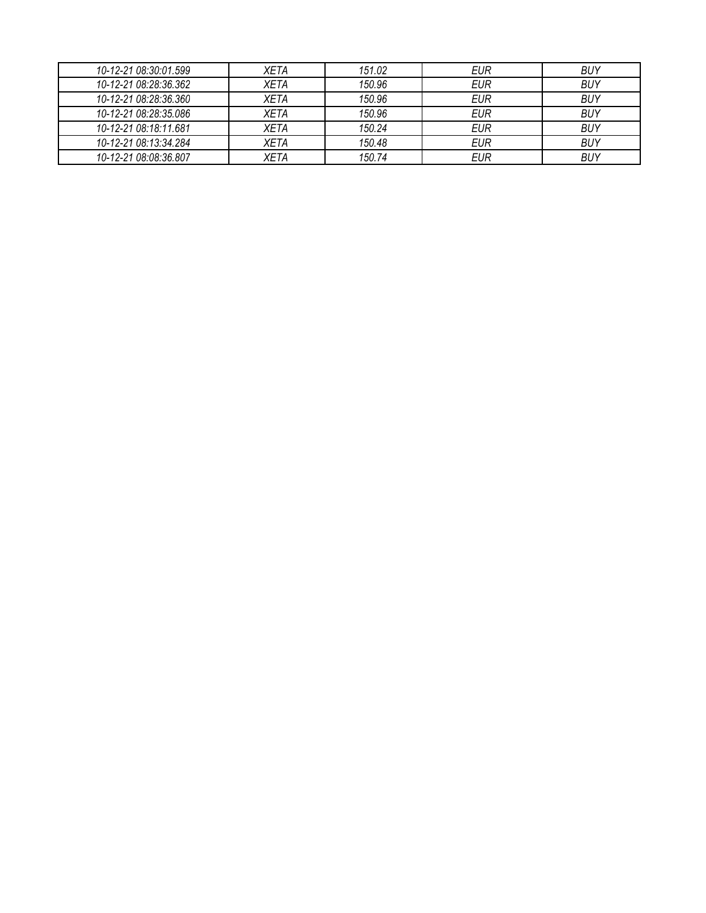| | | | | |
|---|---|---|---|---|
| *10-12-21 08:30:01.599* | *XETA* | *151.02* | *EUR* | *BUY* |
| *10-12-21 08:28:36.362* | *XETA* | *150.96* | *EUR* | *BUY* |
| *10-12-21 08:28:36.360* | *XETA* | *150.96* | *EUR* | *BUY* |
| *10-12-21 08:28:35.086* | *XETA* | *150.96* | *EUR* | *BUY* |
| *10-12-21 08:18:11.681* | *XETA* | *150.24* | *EUR* | *BUY* |
| *10-12-21 08:13:34.284* | *XETA* | *150.48* | *EUR* | *BUY* |
| *10-12-21 08:08:36.807* | *XETA* | *150.74* | *EUR* | *BUY* |